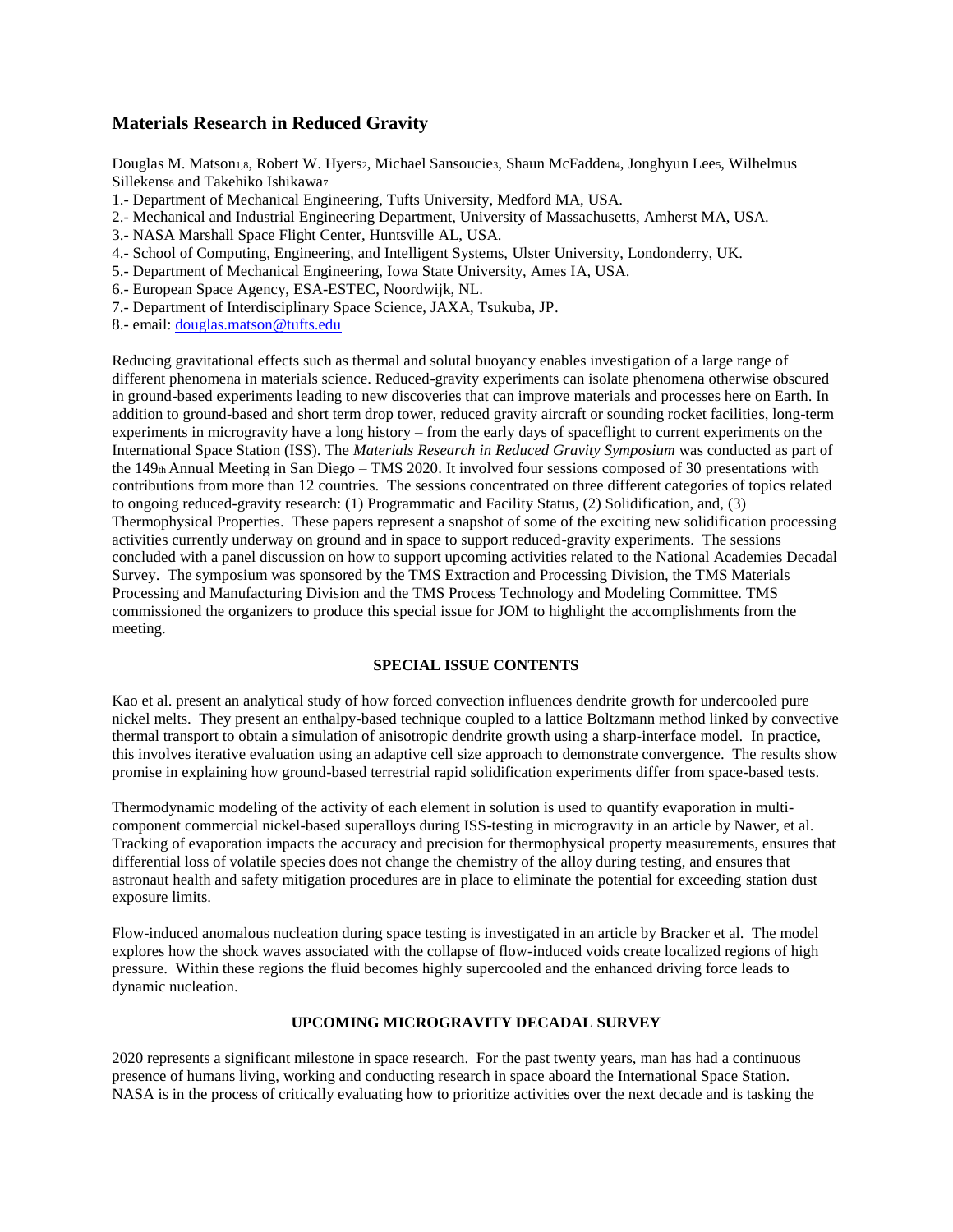# Materials Research in Reduced Gravity

Douglas M. Matson[1,8], Robert W. Hyers[2], Michael Sansoucie[3], Shaun McFadden[4], Jonghyun Lee[5], Wilhelmus Sillekens[6] and Takehiko Ishikawa[7]

1.- Department of Mechanical Engineering, Tufts University, Medford MA, USA.
2.- Mechanical and Industrial Engineering Department, University of Massachusetts, Amherst MA, USA.
3.- NASA Marshall Space Flight Center, Huntsville AL, USA.
4.- School of Computing, Engineering, and Intelligent Systems, Ulster University, Londonderry, UK.
5.- Department of Mechanical Engineering, Iowa State University, Ames IA, USA.
6.- European Space Agency, ESA-ESTEC, Noordwijk, NL.
7.- Department of Interdisciplinary Space Science, JAXA, Tsukuba, JP.
8.- email: douglas.matson@tufts.edu

Reducing gravitational effects such as thermal and solutal buoyancy enables investigation of a large range of different phenomena in materials science. Reduced-gravity experiments can isolate phenomena otherwise obscured in ground-based experiments leading to new discoveries that can improve materials and processes here on Earth. In addition to ground-based and short term drop tower, reduced gravity aircraft or sounding rocket facilities, long-term experiments in microgravity have a long history – from the early days of spaceflight to current experiments on the International Space Station (ISS). The *Materials Research in Reduced Gravity Symposium* was conducted as part of the 149th Annual Meeting in San Diego – TMS 2020. It involved four sessions composed of 30 presentations with contributions from more than 12 countries. The sessions concentrated on three different categories of topics related to ongoing reduced-gravity research: (1) Programmatic and Facility Status, (2) Solidification, and, (3) Thermophysical Properties. These papers represent a snapshot of some of the exciting new solidification processing activities currently underway on ground and in space to support reduced-gravity experiments. The sessions concluded with a panel discussion on how to support upcoming activities related to the National Academies Decadal Survey. The symposium was sponsored by the TMS Extraction and Processing Division, the TMS Materials Processing and Manufacturing Division and the TMS Process Technology and Modeling Committee. TMS commissioned the organizers to produce this special issue for JOM to highlight the accomplishments from the meeting.

## SPECIAL ISSUE CONTENTS

Kao et al. present an analytical study of how forced convection influences dendrite growth for undercooled pure nickel melts. They present an enthalpy-based technique coupled to a lattice Boltzmann method linked by convective thermal transport to obtain a simulation of anisotropic dendrite growth using a sharp-interface model. In practice, this involves iterative evaluation using an adaptive cell size approach to demonstrate convergence. The results show promise in explaining how ground-based terrestrial rapid solidification experiments differ from space-based tests.

Thermodynamic modeling of the activity of each element in solution is used to quantify evaporation in multi-component commercial nickel-based superalloys during ISS-testing in microgravity in an article by Nawer, et al. Tracking of evaporation impacts the accuracy and precision for thermophysical property measurements, ensures that differential loss of volatile species does not change the chemistry of the alloy during testing, and ensures that astronaut health and safety mitigation procedures are in place to eliminate the potential for exceeding station dust exposure limits.

Flow-induced anomalous nucleation during space testing is investigated in an article by Bracker et al. The model explores how the shock waves associated with the collapse of flow-induced voids create localized regions of high pressure. Within these regions the fluid becomes highly supercooled and the enhanced driving force leads to dynamic nucleation.

## UPCOMING MICROGRAVITY DECADAL SURVEY

2020 represents a significant milestone in space research. For the past twenty years, man has had a continuous presence of humans living, working and conducting research in space aboard the International Space Station. NASA is in the process of critically evaluating how to prioritize activities over the next decade and is tasking the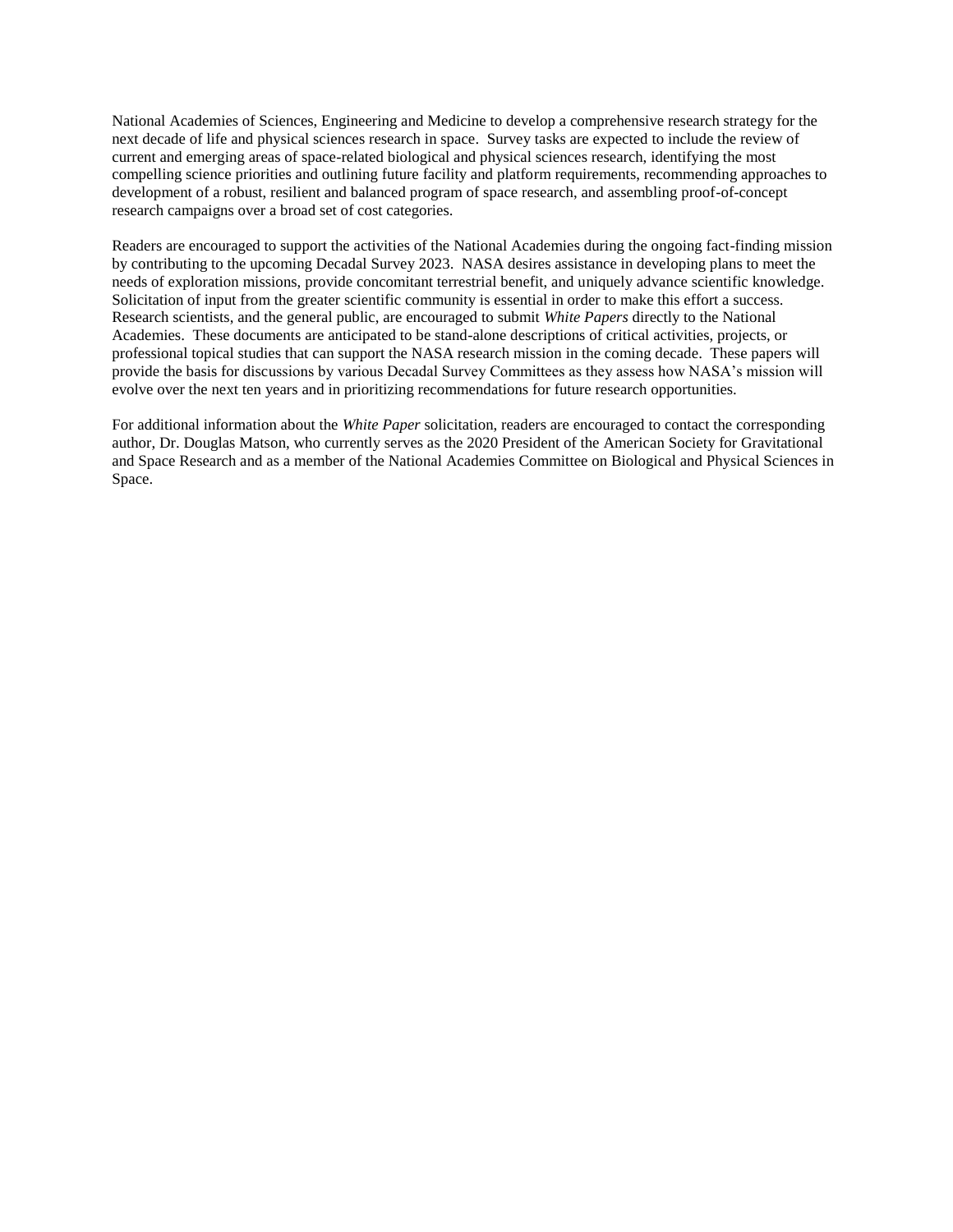National Academies of Sciences, Engineering and Medicine to develop a comprehensive research strategy for the next decade of life and physical sciences research in space. Survey tasks are expected to include the review of current and emerging areas of space-related biological and physical sciences research, identifying the most compelling science priorities and outlining future facility and platform requirements, recommending approaches to development of a robust, resilient and balanced program of space research, and assembling proof-of-concept research campaigns over a broad set of cost categories.

Readers are encouraged to support the activities of the National Academies during the ongoing fact-finding mission by contributing to the upcoming Decadal Survey 2023. NASA desires assistance in developing plans to meet the needs of exploration missions, provide concomitant terrestrial benefit, and uniquely advance scientific knowledge. Solicitation of input from the greater scientific community is essential in order to make this effort a success. Research scientists, and the general public, are encouraged to submit *White Papers* directly to the National Academies. These documents are anticipated to be stand-alone descriptions of critical activities, projects, or professional topical studies that can support the NASA research mission in the coming decade. These papers will provide the basis for discussions by various Decadal Survey Committees as they assess how NASA's mission will evolve over the next ten years and in prioritizing recommendations for future research opportunities.

For additional information about the *White Paper* solicitation, readers are encouraged to contact the corresponding author, Dr. Douglas Matson, who currently serves as the 2020 President of the American Society for Gravitational and Space Research and as a member of the National Academies Committee on Biological and Physical Sciences in Space.